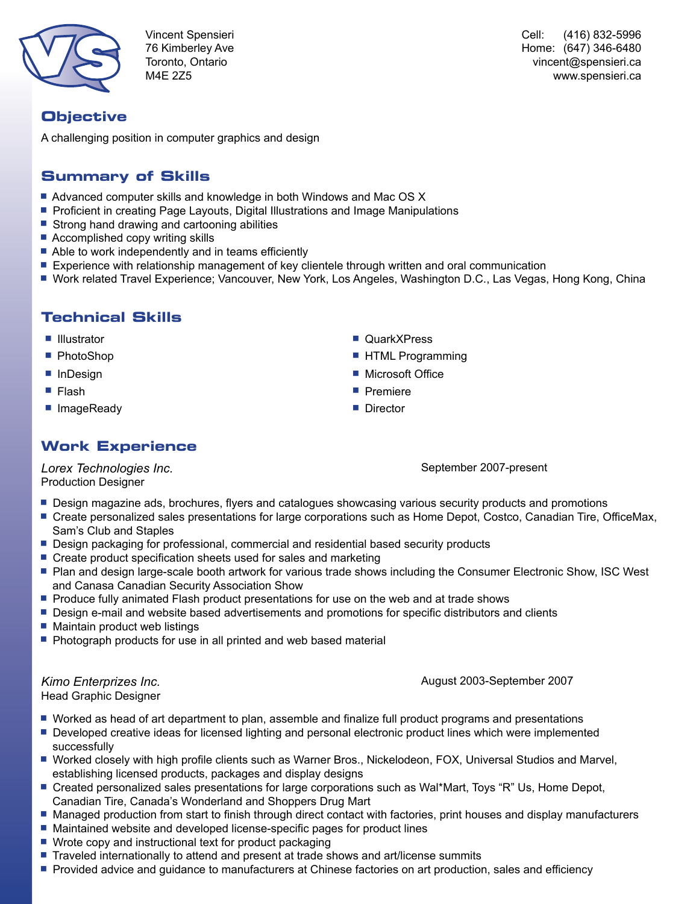Vincent Spensieri
76 Kimberley Ave
Toronto, Ontario
M4E 2Z5

Cell: (416) 832-5996
Home: (647) 346-6480
vincent@spensieri.ca
www.spensieri.ca

## Objective

A challenging position in computer graphics and design

## Summary of Skills

- Advanced computer skills and knowledge in both Windows and Mac OS X
- Proficient in creating Page Layouts, Digital Illustrations and Image Manipulations
- Strong hand drawing and cartooning abilities
- Accomplished copy writing skills
- Able to work independently and in teams efficiently
- Experience with relationship management of key clientele through written and oral communication
- Work related Travel Experience; Vancouver, New York, Los Angeles, Washington D.C., Las Vegas, Hong Kong, China

## Technical Skills

- Illustrator
- PhotoShop
- InDesign
- Flash
- ImageReady
- QuarkXPress
- HTML Programming
- Microsoft Office
- Premiere
- Director

## Work Experience

*Lorex Technologies Inc.* — September 2007-present
Production Designer

- Design magazine ads, brochures, flyers and catalogues showcasing various security products and promotions
- Create personalized sales presentations for large corporations such as Home Depot, Costco, Canadian Tire, OfficeMax, Sam's Club and Staples
- Design packaging for professional, commercial and residential based security products
- Create product specification sheets used for sales and marketing
- Plan and design large-scale booth artwork for various trade shows including the Consumer Electronic Show, ISC West and Canasa Canadian Security Association Show
- Produce fully animated Flash product presentations for use on the web and at trade shows
- Design e-mail and website based advertisements and promotions for specific distributors and clients
- Maintain product web listings
- Photograph products for use in all printed and web based material

*Kimo Enterprizes Inc.* — August 2003-September 2007
Head Graphic Designer

- Worked as head of art department to plan, assemble and finalize full product programs and presentations
- Developed creative ideas for licensed lighting and personal electronic product lines which were implemented successfully
- Worked closely with high profile clients such as Warner Bros., Nickelodeon, FOX, Universal Studios and Marvel, establishing licensed products, packages and display designs
- Created personalized sales presentations for large corporations such as Wal*Mart, Toys "R" Us, Home Depot, Canadian Tire, Canada's Wonderland and Shoppers Drug Mart
- Managed production from start to finish through direct contact with factories, print houses and display manufacturers
- Maintained website and developed license-specific pages for product lines
- Wrote copy and instructional text for product packaging
- Traveled internationally to attend and present at trade shows and art/license summits
- Provided advice and guidance to manufacturers at Chinese factories on art production, sales and efficiency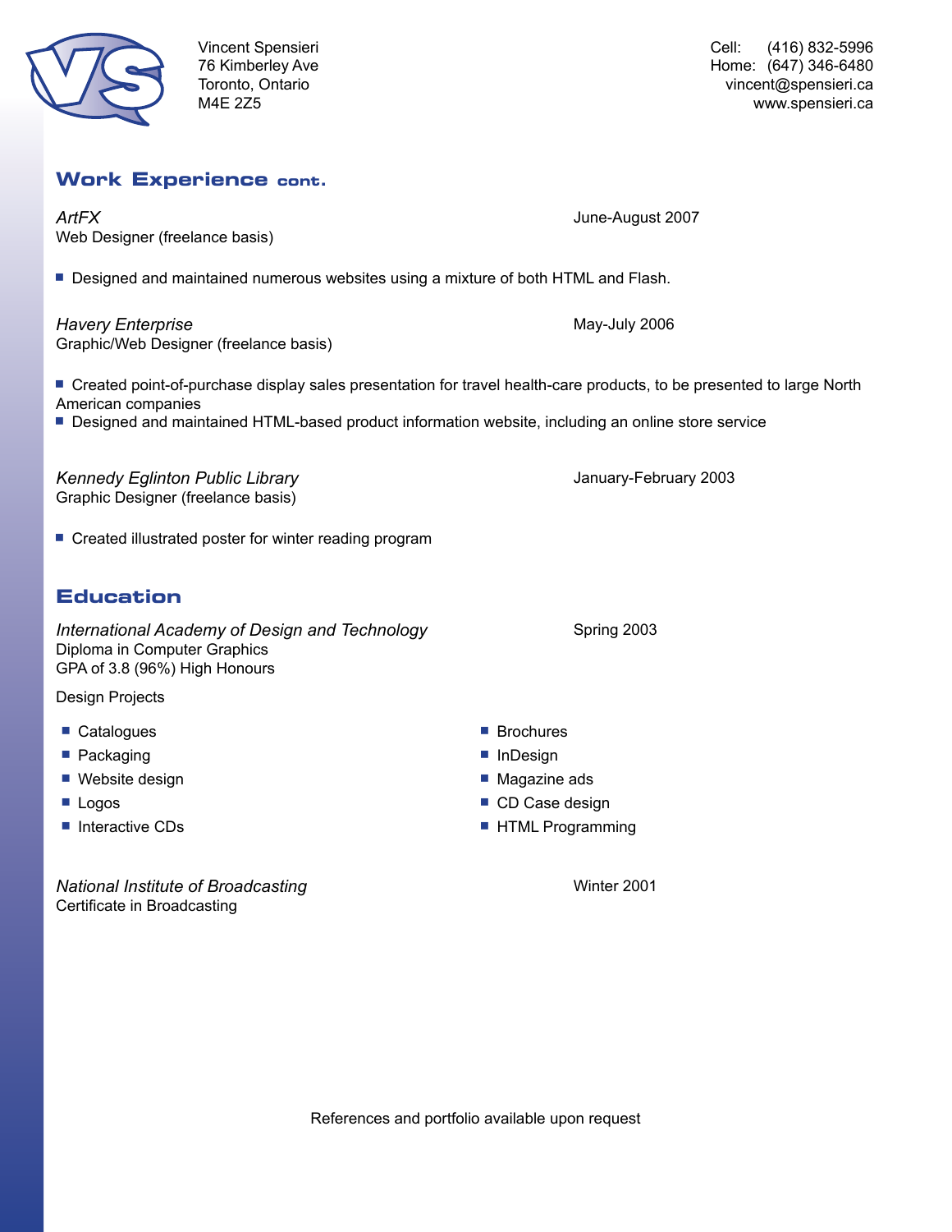Vincent Spensieri
76 Kimberley Ave
Toronto, Ontario
M4E 2Z5

Cell: (416) 832-5996
Home: (647) 346-6480
vincent@spensieri.ca
www.spensieri.ca

## Work Experience cont.

*ArtFX* — June-August 2007
Web Designer (freelance basis)

- Designed and maintained numerous websites using a mixture of both HTML and Flash.

*Havery Enterprise* — May-July 2006
Graphic/Web Designer (freelance basis)

- Created point-of-purchase display sales presentation for travel health-care products, to be presented to large North American companies
- Designed and maintained HTML-based product information website, including an online store service

*Kennedy Eglinton Public Library* — January-February 2003
Graphic Designer (freelance basis)

- Created illustrated poster for winter reading program

## Education

*International Academy of Design and Technology* — Spring 2003
Diploma in Computer Graphics
GPA of 3.8 (96%) High Honours

Design Projects

- Catalogues
- Packaging
- Website design
- Logos
- Interactive CDs
- Brochures
- InDesign
- Magazine ads
- CD Case design
- HTML Programming

*National Institute of Broadcasting* — Winter 2001
Certificate in Broadcasting

References and portfolio available upon request